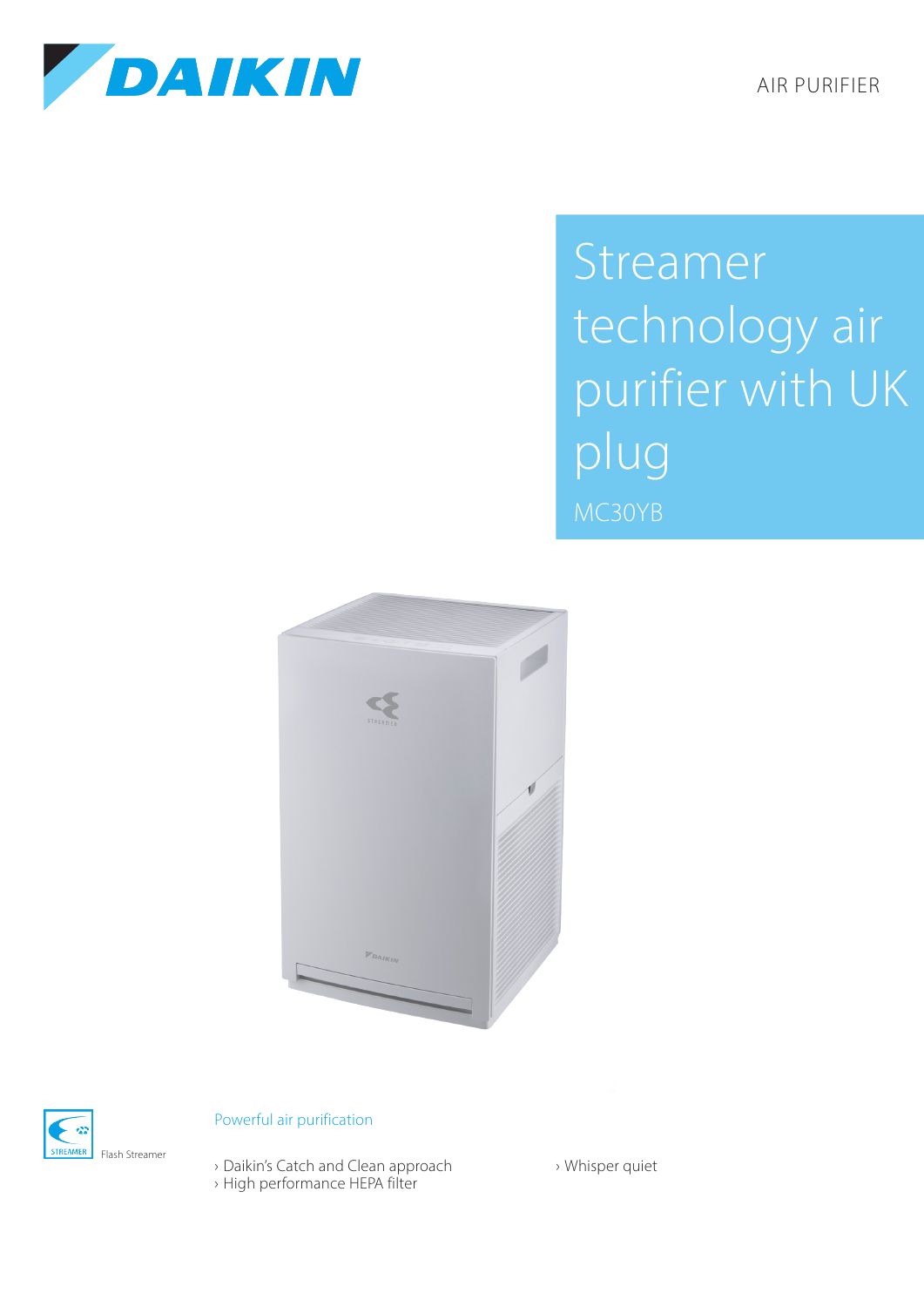DAIKIN

AIR PURIFIER

# Streamer technology air purifier with UK plug

MC30YB

STREAMER

Flash Streamer

## Powerful air purification

- › Daikin's Catch and Clean approach
- › High performance HEPA filter
- › Whisper quiet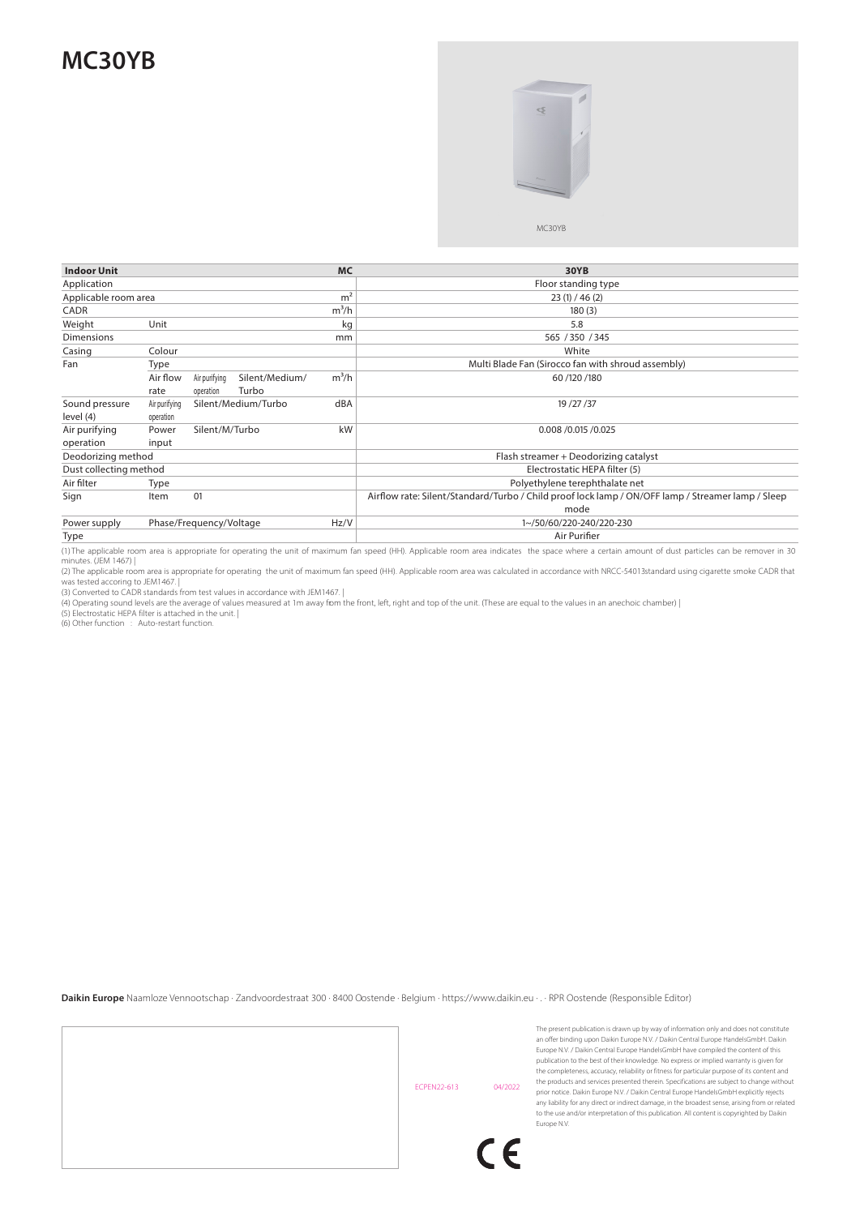# MC30YB

MC30YB

| Indoor Unit | | | | MC | 30YB |
|---|---|---|---|---|---|
| Application | | | | | Floor standing type |
| Applicable room area | | | | $m^2$ | 23 (1) / 46 (2) |
| CADR | | | | $m^3/h$ | 180 (3) |
| Weight | Unit | | | kg | 5.8 |
| Dimensions | | | | mm | 565 / 350 / 345 |
| Casing | Colour | | | | White |
| Fan | Type | | | | Multi Blade Fan (Sirocco fan with shroud assembly) |
| | Air flow rate | Air purifying operation | Silent/Medium/ Turbo | $m^3/h$ | 60 /120 /180 |
| Sound pressure level (4) | Air purifying operation | Silent/Medium/Turbo | | dBA | 19 /27 /37 |
| Air purifying operation | Power input | Silent/M/Turbo | | kW | 0.008 /0.015 /0.025 |
| Deodorizing method | | | | | Flash streamer + Deodorizing catalyst |
| Dust collecting method | | | | | Electrostatic HEPA filter (5) |
| Air filter | Type | | | | Polyethylene terephthalate net |
| Sign | Item | 01 | | | Airflow rate: Silent/Standard/Turbo / Child proof lock lamp / ON/OFF lamp / Streamer lamp / Sleep mode |
| Power supply | Phase/Frequency/Voltage | | | Hz/V | 1~/50/60/220-240/220-230 |
| Type | | | | | Air Purifier |

(1) The applicable room area is appropriate for operating the unit of maximum fan speed (HH). Applicable room area indicates the space where a certain amount of dust particles can be remover in 30 minutes. (JEM 1467) |
(2) The applicable room area is appropriate for operating the unit of maximum fan speed (HH). Applicable room area was calculated in accordance with NRCC-54013standard using cigarette smoke CADR that was tested accoring to JEM1467. |
(3) Converted to CADR standards from test values in accordance with JEM1467. |
(4) Operating sound levels are the average of values measured at 1m away from the front, left, right and top of the unit. (These are equal to the values in an anechoic chamber) |
(5) Electrostatic HEPA filter is attached in the unit. |
(6) Other function : Auto-restart function.

**Daikin Europe** Naamloze Vennootschap · Zandvoordestraat 300 · 8400 Oostende · Belgium · https://www.daikin.eu · . · RPR Oostende (Responsible Editor)

ECPEN22-613 04/2022

The present publication is drawn up by way of information only and does not constitute an offer binding upon Daikin Europe N.V. / Daikin Central Europe HandelsGmbH. Daikin Europe N.V. / Daikin Central Europe HandelsGmbH have compiled the content of this publication to the best of their knowledge. No express or implied warranty is given for the completeness, accuracy, reliability or fitness for particular purpose of its content and the products and services presented therein. Specifications are subject to change without prior notice. Daikin Europe N.V. / Daikin Central Europe HandelsGmbH explicitly rejects any liability for any direct or indirect damage, in the broadest sense, arising from or related to the use and/or interpretation of this publication. All content is copyrighted by Daikin Europe N.V.